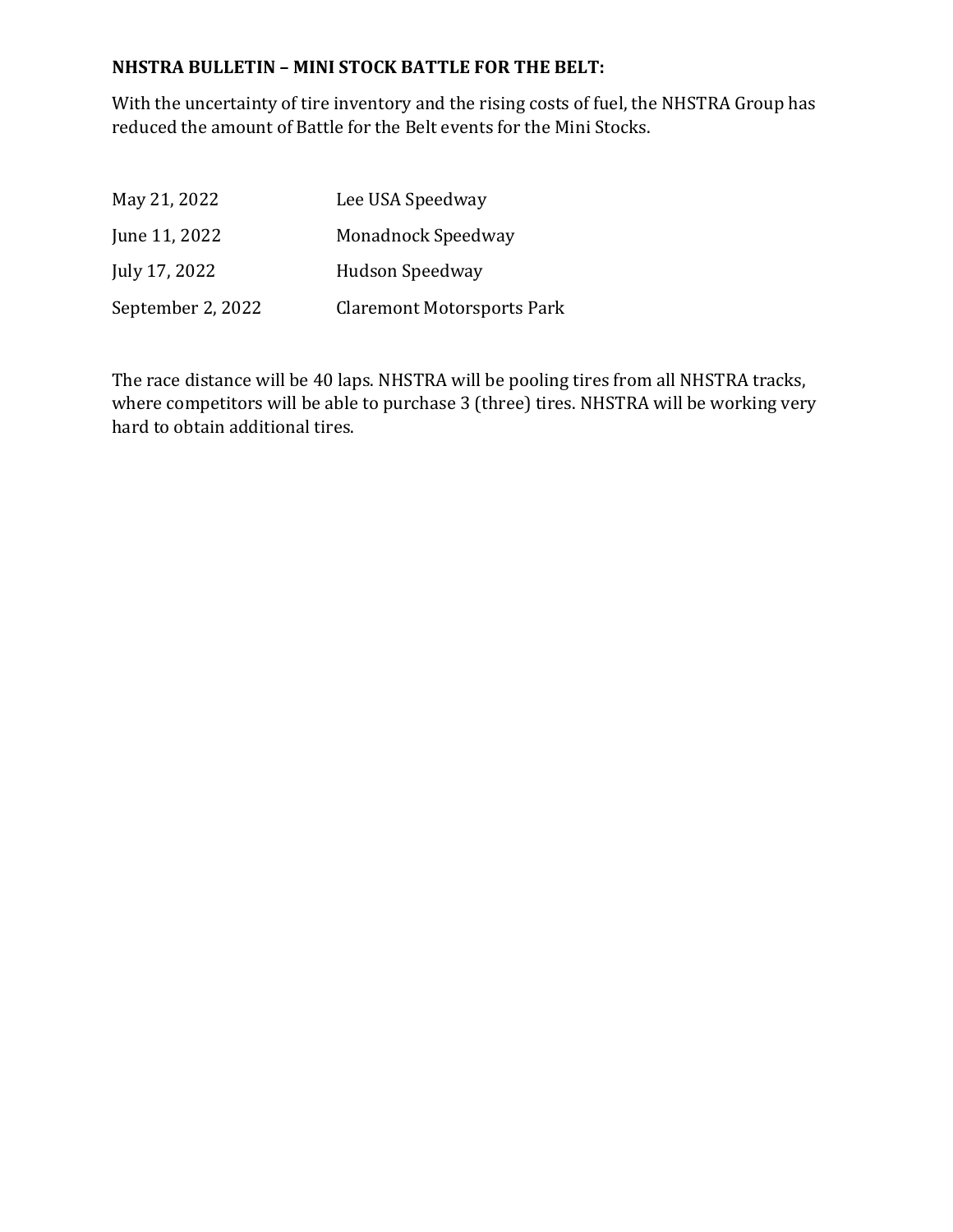**NHSTRA BULLETIN – MINI STOCK BATTLE FOR THE BELT:**

With the uncertainty of tire inventory and the rising costs of fuel, the NHSTRA Group has reduced the amount of Battle for the Belt events for the Mini Stocks.

| | |
|---|---|
| May 21, 2022 | Lee USA Speedway |
| June 11, 2022 | Monadnock Speedway |
| July 17, 2022 | Hudson Speedway |
| September 2, 2022 | Claremont Motorsports Park |

The race distance will be 40 laps. NHSTRA will be pooling tires from all NHSTRA tracks, where competitors will be able to purchase 3 (three) tires. NHSTRA will be working very hard to obtain additional tires.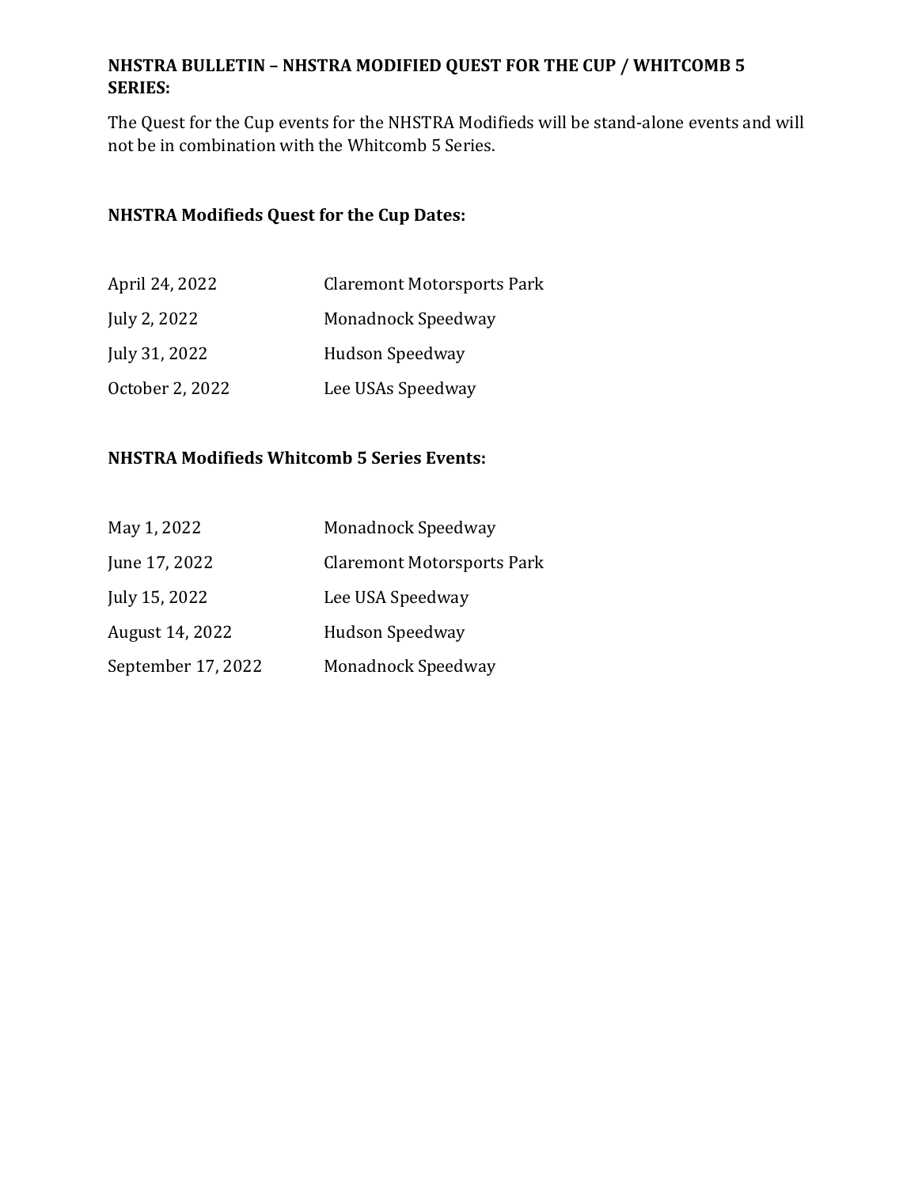**NHSTRA BULLETIN – NHSTRA MODIFIED QUEST FOR THE CUP / WHITCOMB 5 SERIES:**

The Quest for the Cup events for the NHSTRA Modifieds will be stand-alone events and will not be in combination with the Whitcomb 5 Series.

**NHSTRA Modifieds Quest for the Cup Dates:**

| | |
|---|---|
| April 24, 2022 | Claremont Motorsports Park |
| July 2, 2022 | Monadnock Speedway |
| July 31, 2022 | Hudson Speedway |
| October 2, 2022 | Lee USAs Speedway |

**NHSTRA Modifieds Whitcomb 5 Series Events:**

| | |
|---|---|
| May 1, 2022 | Monadnock Speedway |
| June 17, 2022 | Claremont Motorsports Park |
| July 15, 2022 | Lee USA Speedway |
| August 14, 2022 | Hudson Speedway |
| September 17, 2022 | Monadnock Speedway |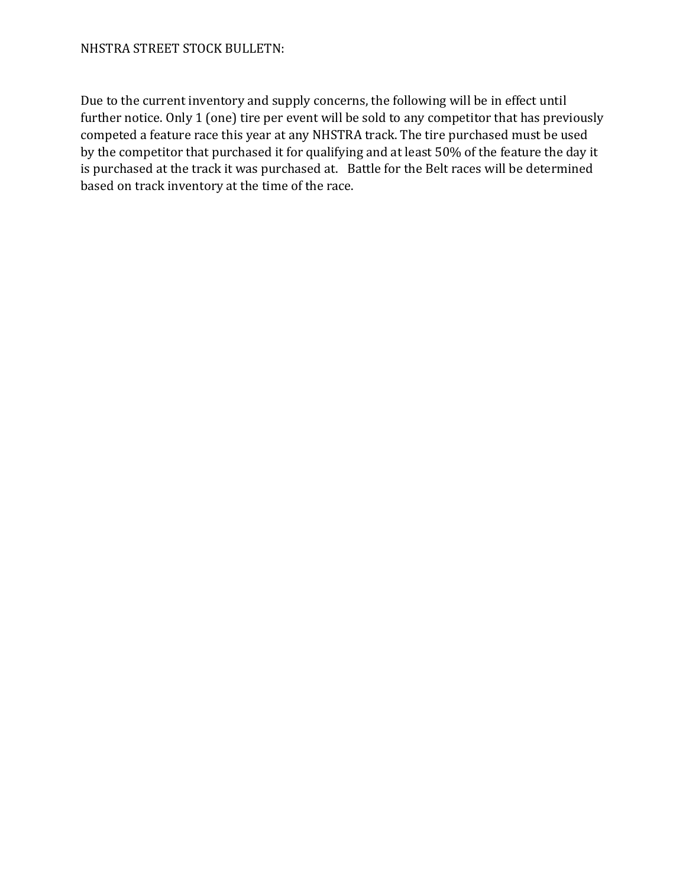NHSTRA STREET STOCK BULLETN:

Due to the current inventory and supply concerns, the following will be in effect until further notice. Only 1 (one) tire per event will be sold to any competitor that has previously competed a feature race this year at any NHSTRA track. The tire purchased must be used by the competitor that purchased it for qualifying and at least 50% of the feature the day it is purchased at the track it was purchased at. Battle for the Belt races will be determined based on track inventory at the time of the race.